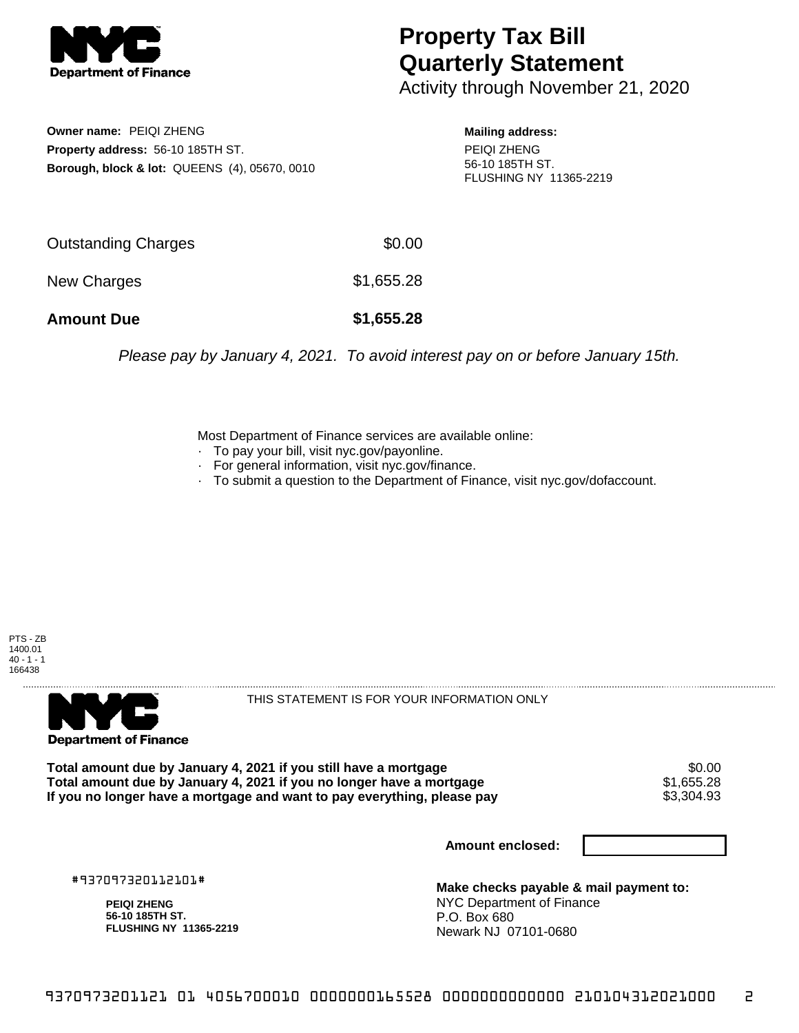# Property Tax Bill Quarterly Statement

Activity through November 21, 2020

**Owner name:** PEIQI ZHENG
**Property address:** 56-10 185TH ST.
**Borough, block & lot:** QUEENS (4), 05670, 0010

**Mailing address:**
PEIQI ZHENG
56-10 185TH ST.
FLUSHING NY 11365-2219

| | |
|---|---|
| Outstanding Charges | $0.00 |
| New Charges | $1,655.28 |
| **Amount Due** | **$1,655.28** |

*Please pay by January 4, 2021. To avoid interest pay on or before January 15th.*

Most Department of Finance services are available online:
- To pay your bill, visit nyc.gov/payonline.
- For general information, visit nyc.gov/finance.
- To submit a question to the Department of Finance, visit nyc.gov/dofaccount.

PTS - ZB
1400.01
40 - 1 - 1
166438

THIS STATEMENT IS FOR YOUR INFORMATION ONLY

| | |
|---|---|
| **Total amount due by January 4, 2021 if you still have a mortgage** | $0.00 |
| **Total amount due by January 4, 2021 if you no longer have a mortgage** | $1,655.28 |
| **If you no longer have a mortgage and want to pay everything, please pay** | $3,304.93 |

**Amount enclosed:**

#937097320112101#

**PEIQI ZHENG**
**56-10 185TH ST.**
**FLUSHING NY 11365-2219**

**Make checks payable & mail payment to:**
NYC Department of Finance
P.O. Box 680
Newark NJ 07101-0680

9370973201121 01 4056700010 0000000165528 0000000000000 210104312021000 2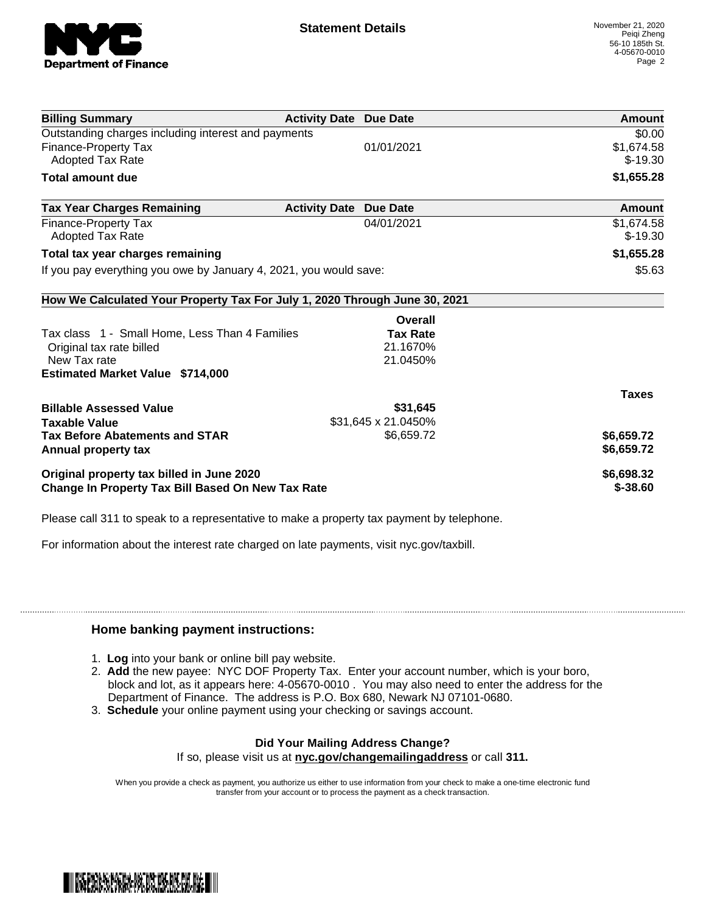# Statement Details

November 21, 2020
Peiqi Zheng
56-10 185th St.
4-05670-0010

| Billing Summary | Activity Date | Due Date | Amount |
|---|---|---|---|
| Outstanding charges including interest and payments | | | $0.00 |
| Finance-Property Tax | | 01/01/2021 | $1,674.58 |
| Adopted Tax Rate | | | $-19.30 |
| **Total amount due** | | | **$1,655.28** |

| Tax Year Charges Remaining | Activity Date | Due Date | Amount |
|---|---|---|---|
| Finance-Property Tax | | 04/01/2021 | $1,674.58 |
| Adopted Tax Rate | | | $-19.30 |
| **Total tax year charges remaining** | | | **$1,655.28** |
| If you pay everything you owe by January 4, 2021, you would save: | | | $5.63 |

**How We Calculated Your Property Tax For July 1, 2020 Through June 30, 2021**

| | Overall Tax Rate | Taxes |
|---|---|---|
| Tax class 1 - Small Home, Less Than 4 Families | | |
| Original tax rate billed | 21.1670% | |
| New Tax rate | 21.0450% | |
| **Estimated Market Value $714,000** | | |
| **Billable Assessed Value** | **$31,645** | |
| **Taxable Value** | $31,645 x 21.0450% | |
| **Tax Before Abatements and STAR** | $6,659.72 | **$6,659.72** |
| **Annual property tax** | | **$6,659.72** |
| **Original property tax billed in June 2020** | | **$6,698.32** |
| **Change In Property Tax Bill Based On New Tax Rate** | | **$-38.60** |

Please call 311 to speak to a representative to make a property tax payment by telephone.

For information about the interest rate charged on late payments, visit nyc.gov/taxbill.

## Home banking payment instructions:

1. **Log** into your bank or online bill pay website.
2. **Add** the new payee: NYC DOF Property Tax. Enter your account number, which is your boro, block and lot, as it appears here: 4-05670-0010 . You may also need to enter the address for the Department of Finance. The address is P.O. Box 680, Newark NJ 07101-0680.
3. **Schedule** your online payment using your checking or savings account.

**Did Your Mailing Address Change?**
If so, please visit us at **nyc.gov/changemailingaddress** or call **311.**

When you provide a check as payment, you authorize us either to use information from your check to make a one-time electronic fund transfer from your account or to process the payment as a check transaction.